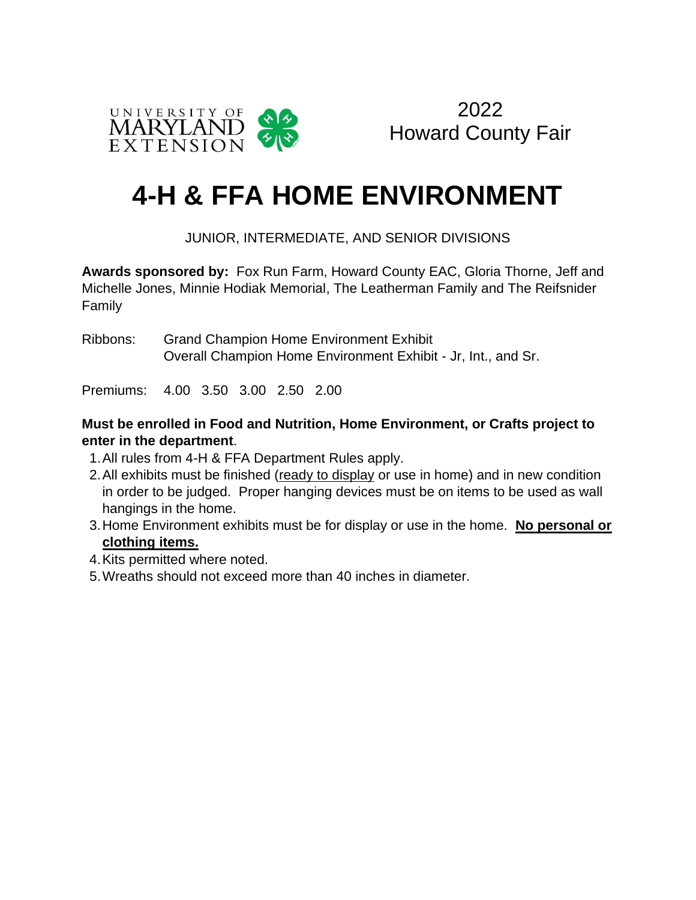UNIVERSITY OF MARYLAND EXTENSION

2022
Howard County Fair

# 4-H & FFA HOME ENVIRONMENT

JUNIOR, INTERMEDIATE, AND SENIOR DIVISIONS

**Awards sponsored by:** Fox Run Farm, Howard County EAC, Gloria Thorne, Jeff and Michelle Jones, Minnie Hodiak Memorial, The Leatherman Family and The Reifsnider Family

Ribbons: Grand Champion Home Environment Exhibit
Overall Champion Home Environment Exhibit - Jr, Int., and Sr.

Premiums: 4.00 3.50 3.00 2.50 2.00

**Must be enrolled in Food and Nutrition, Home Environment, or Crafts project to enter in the department**.

1. All rules from 4-H & FFA Department Rules apply.
2. All exhibits must be finished (<u>ready to display</u> or use in home) and in new condition in order to be judged. Proper hanging devices must be on items to be used as wall hangings in the home.
3. Home Environment exhibits must be for display or use in the home. **<u>No personal or clothing items.</u>**
4. Kits permitted where noted.
5. Wreaths should not exceed more than 40 inches in diameter.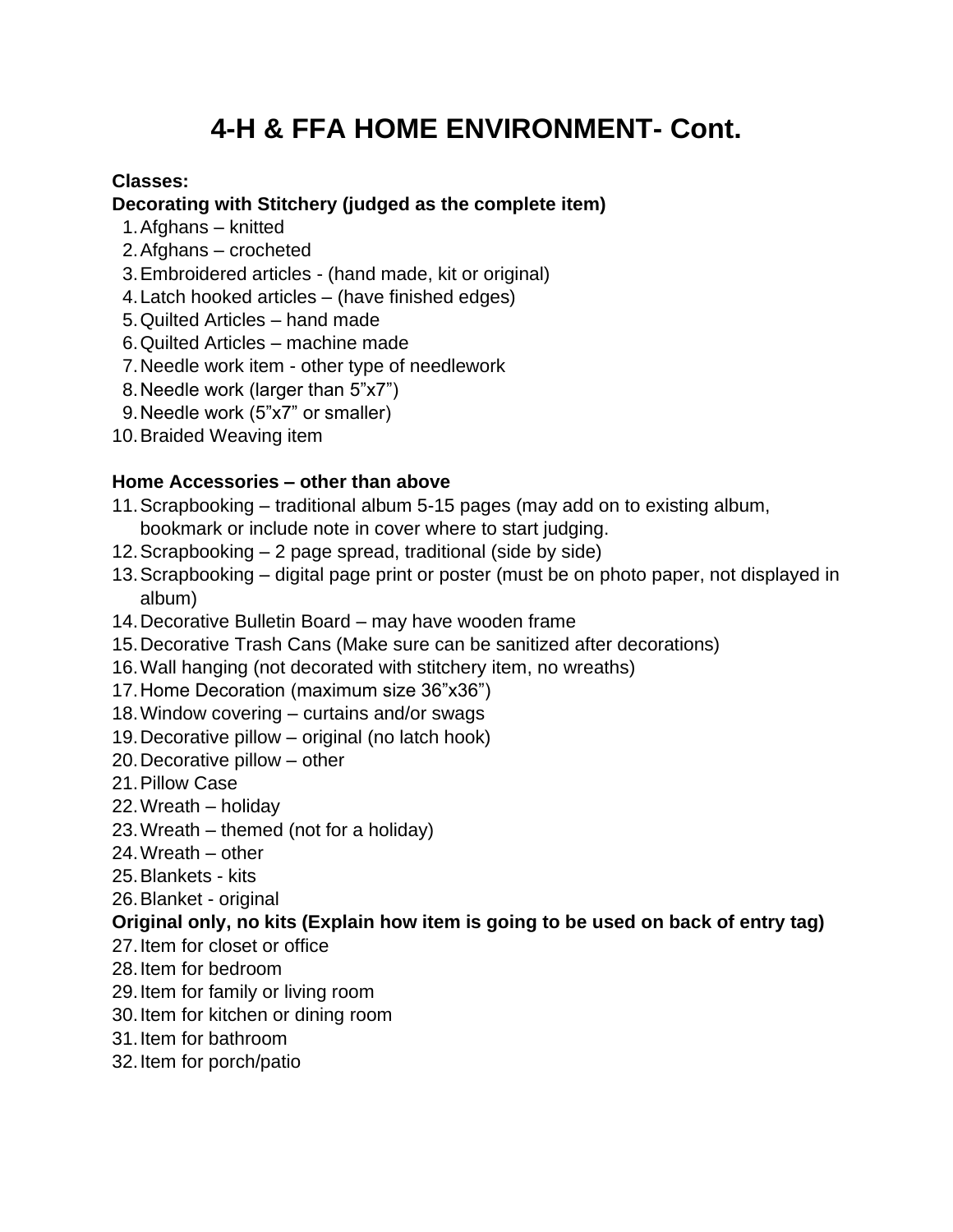# 4-H & FFA HOME ENVIRONMENT- Cont.

**Classes:**

**Decorating with Stitchery (judged as the complete item)**

1. Afghans – knitted
2. Afghans – crocheted
3. Embroidered articles - (hand made, kit or original)
4. Latch hooked articles – (have finished edges)
5. Quilted Articles – hand made
6. Quilted Articles – machine made
7. Needle work item - other type of needlework
8. Needle work (larger than 5"x7")
9. Needle work (5"x7" or smaller)
10. Braided Weaving item

**Home Accessories – other than above**

11. Scrapbooking – traditional album 5-15 pages (may add on to existing album, bookmark or include note in cover where to start judging.
12. Scrapbooking – 2 page spread, traditional (side by side)
13. Scrapbooking – digital page print or poster (must be on photo paper, not displayed in album)
14. Decorative Bulletin Board – may have wooden frame
15. Decorative Trash Cans (Make sure can be sanitized after decorations)
16. Wall hanging (not decorated with stitchery item, no wreaths)
17. Home Decoration (maximum size 36"x36")
18. Window covering – curtains and/or swags
19. Decorative pillow – original (no latch hook)
20. Decorative pillow – other
21. Pillow Case
22. Wreath – holiday
23. Wreath – themed (not for a holiday)
24. Wreath – other
25. Blankets - kits
26. Blanket - original

**Original only, no kits (Explain how item is going to be used on back of entry tag)**

27. Item for closet or office
28. Item for bedroom
29. Item for family or living room
30. Item for kitchen or dining room
31. Item for bathroom
32. Item for porch/patio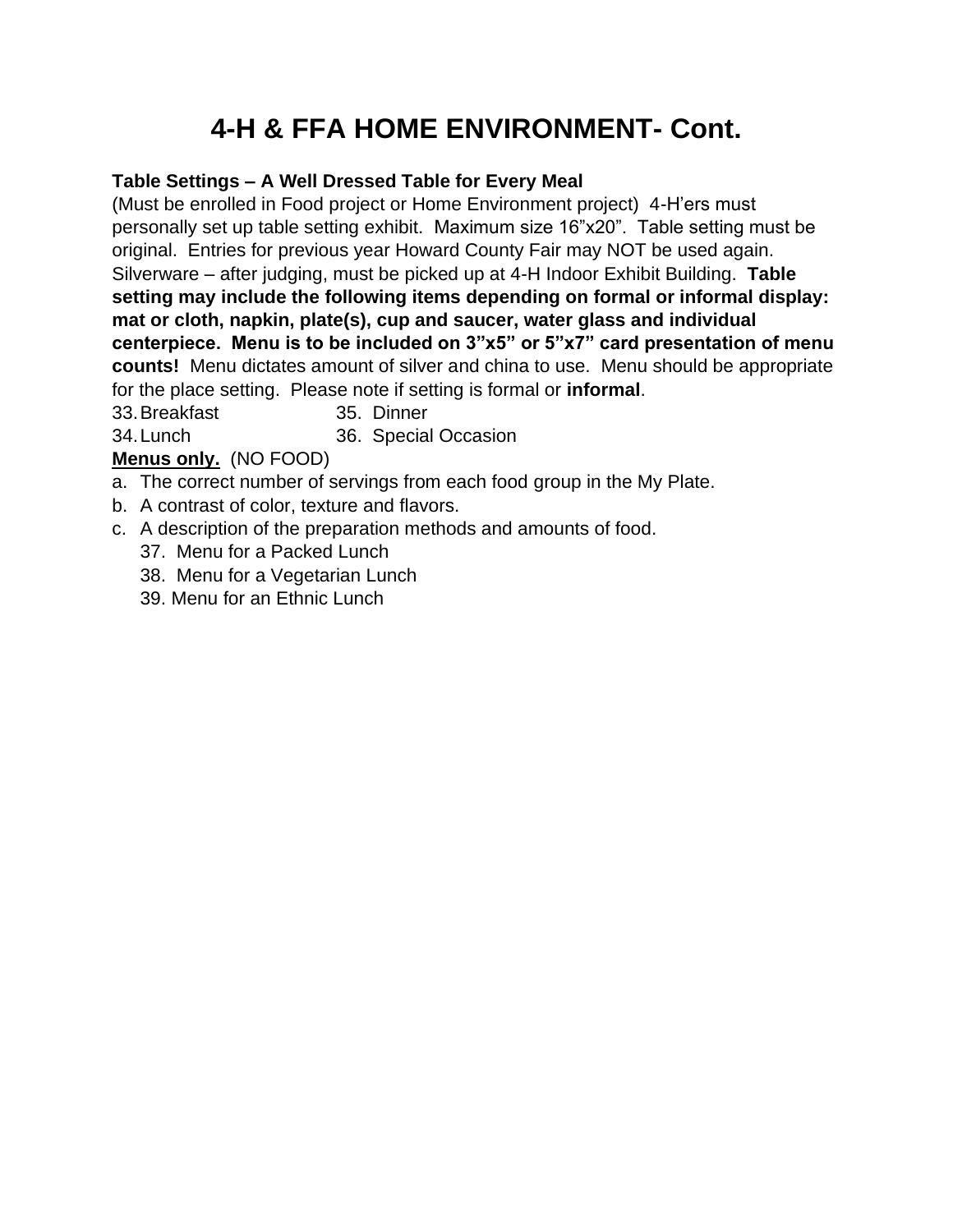# 4-H & FFA HOME ENVIRONMENT- Cont.

**Table Settings – A Well Dressed Table for Every Meal**

(Must be enrolled in Food project or Home Environment project) 4-H'ers must personally set up table setting exhibit. Maximum size 16"x20". Table setting must be original. Entries for previous year Howard County Fair may NOT be used again. Silverware – after judging, must be picked up at 4-H Indoor Exhibit Building. **Table setting may include the following items depending on formal or informal display: mat or cloth, napkin, plate(s), cup and saucer, water glass and individual centerpiece. Menu is to be included on 3"x5" or 5"x7" card presentation of menu counts!** Menu dictates amount of silver and china to use. Menu should be appropriate for the place setting. Please note if setting is formal or **informal**.

33. Breakfast
34. Lunch
35. Dinner
36. Special Occasion

**<u>Menus only.</u>** (NO FOOD)

a. The correct number of servings from each food group in the My Plate.
b. A contrast of color, texture and flavors.
c. A description of the preparation methods and amounts of food.

37. Menu for a Packed Lunch
38. Menu for a Vegetarian Lunch
39. Menu for an Ethnic Lunch